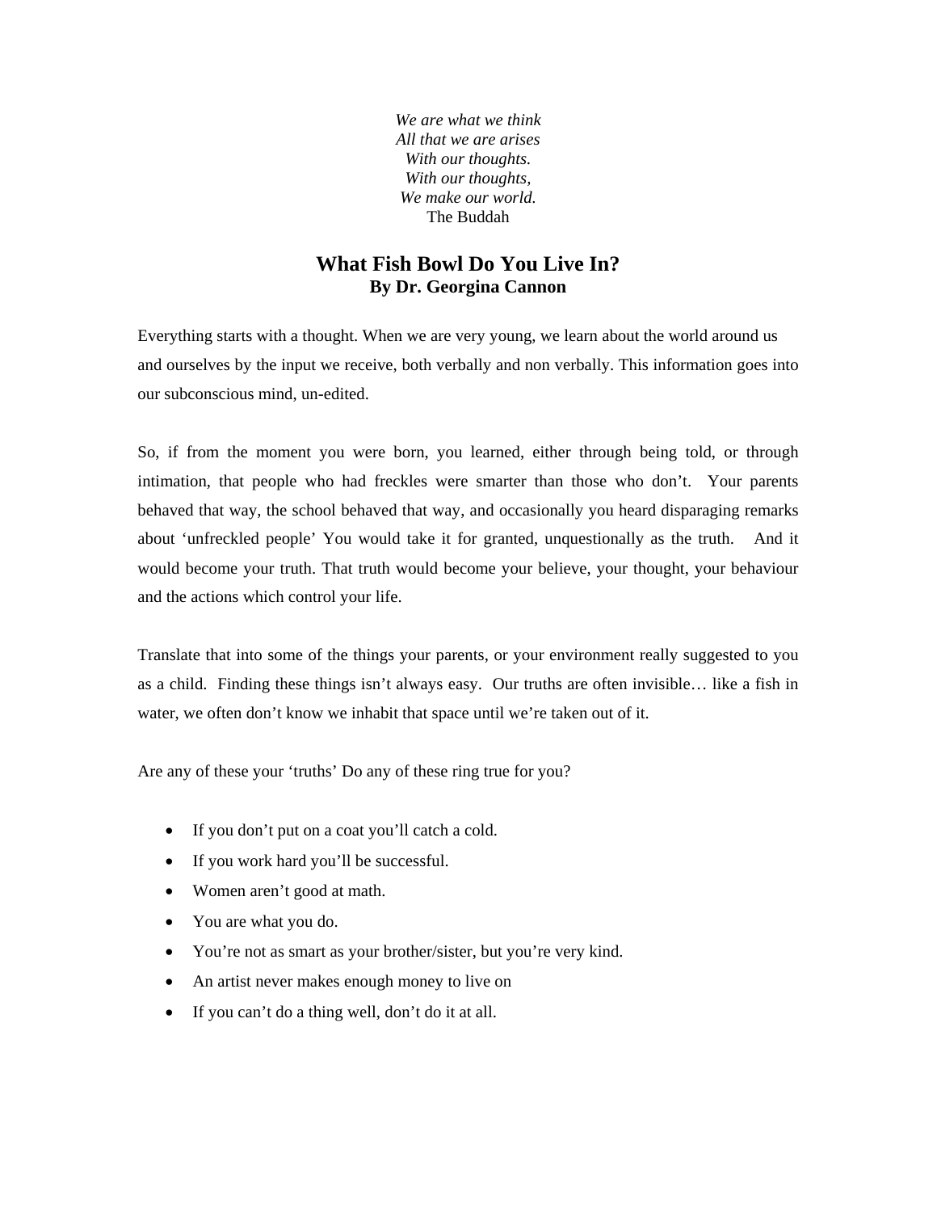*We are what we think*  
*All that we are arises*  
*With our thoughts.*  
*With our thoughts,*  
*We make our world.*  
The Buddah

# What Fish Bowl Do You Live In?

**By Dr. Georgina Cannon**

Everything starts with a thought. When we are very young, we learn about the world around us and ourselves by the input we receive, both verbally and non verbally. This information goes into our subconscious mind, un-edited.

So, if from the moment you were born, you learned, either through being told, or through intimation, that people who had freckles were smarter than those who don't. Your parents behaved that way, the school behaved that way, and occasionally you heard disparaging remarks about 'unfreckled people' You would take it for granted, unquestionably as the truth. And it would become your truth. That truth would become your believe, your thought, your behaviour and the actions which control your life.

Translate that into some of the things your parents, or your environment really suggested to you as a child. Finding these things isn't always easy. Our truths are often invisible… like a fish in water, we often don't know we inhabit that space until we're taken out of it.

Are any of these your 'truths' Do any of these ring true for you?

- If you don't put on a coat you'll catch a cold.
- If you work hard you'll be successful.
- Women aren't good at math.
- You are what you do.
- You're not as smart as your brother/sister, but you're very kind.
- An artist never makes enough money to live on
- If you can't do a thing well, don't do it at all.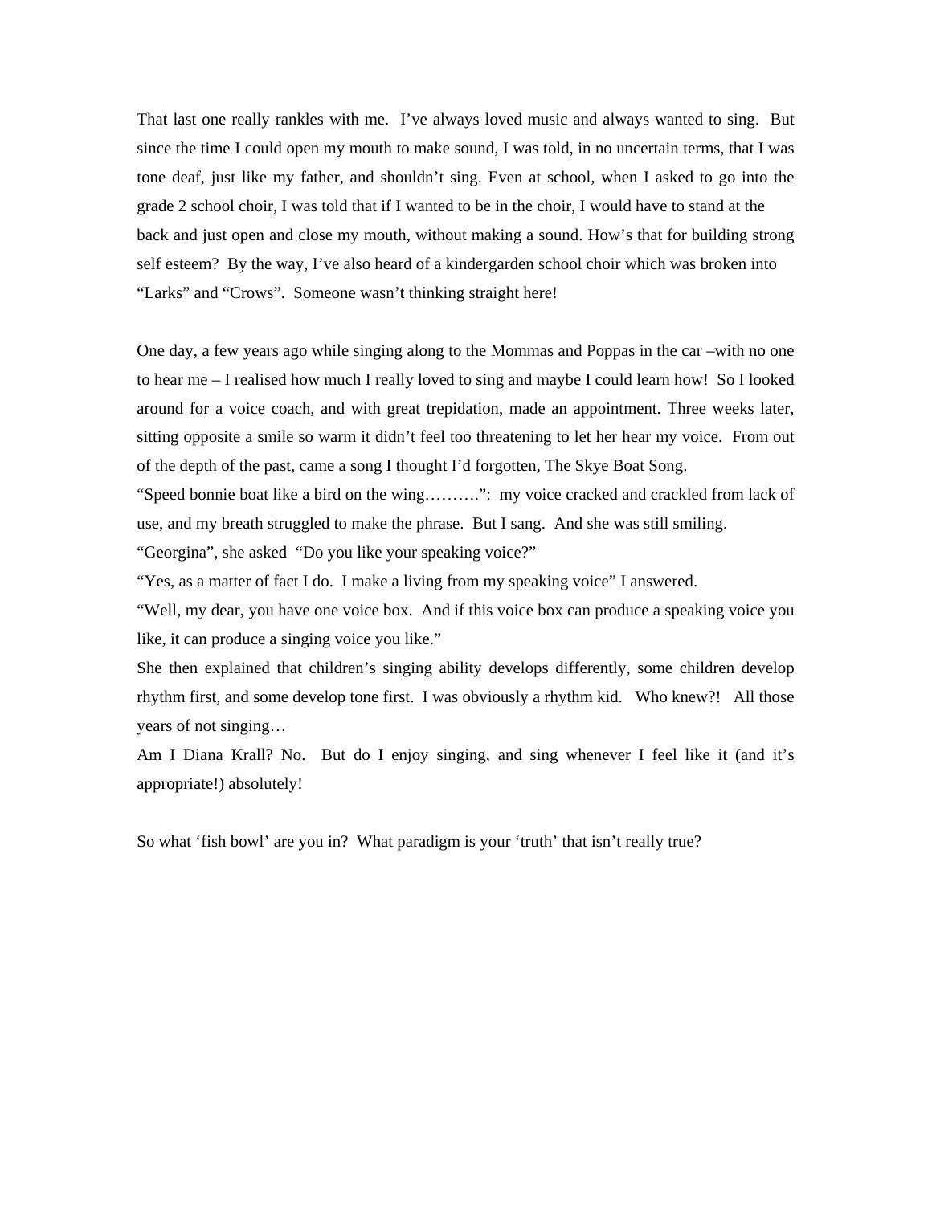That last one really rankles with me. I've always loved music and always wanted to sing. But since the time I could open my mouth to make sound, I was told, in no uncertain terms, that I was tone deaf, just like my father, and shouldn't sing. Even at school, when I asked to go into the grade 2 school choir, I was told that if I wanted to be in the choir, I would have to stand at the back and just open and close my mouth, without making a sound. How's that for building strong self esteem? By the way, I've also heard of a kindergarden school choir which was broken into "Larks" and "Crows". Someone wasn't thinking straight here!

One day, a few years ago while singing along to the Mommas and Poppas in the car –with no one to hear me – I realised how much I really loved to sing and maybe I could learn how! So I looked around for a voice coach, and with great trepidation, made an appointment. Three weeks later, sitting opposite a smile so warm it didn't feel too threatening to let her hear my voice. From out of the depth of the past, came a song I thought I'd forgotten, The Skye Boat Song.

"Speed bonnie boat like a bird on the wing……….": my voice cracked and crackled from lack of use, and my breath struggled to make the phrase. But I sang. And she was still smiling.

"Georgina", she asked "Do you like your speaking voice?"

"Yes, as a matter of fact I do. I make a living from my speaking voice" I answered.

"Well, my dear, you have one voice box. And if this voice box can produce a speaking voice you like, it can produce a singing voice you like."

She then explained that children's singing ability develops differently, some children develop rhythm first, and some develop tone first. I was obviously a rhythm kid. Who knew?! All those years of not singing…

Am I Diana Krall? No. But do I enjoy singing, and sing whenever I feel like it (and it's appropriate!) absolutely!

So what 'fish bowl' are you in? What paradigm is your 'truth' that isn't really true?